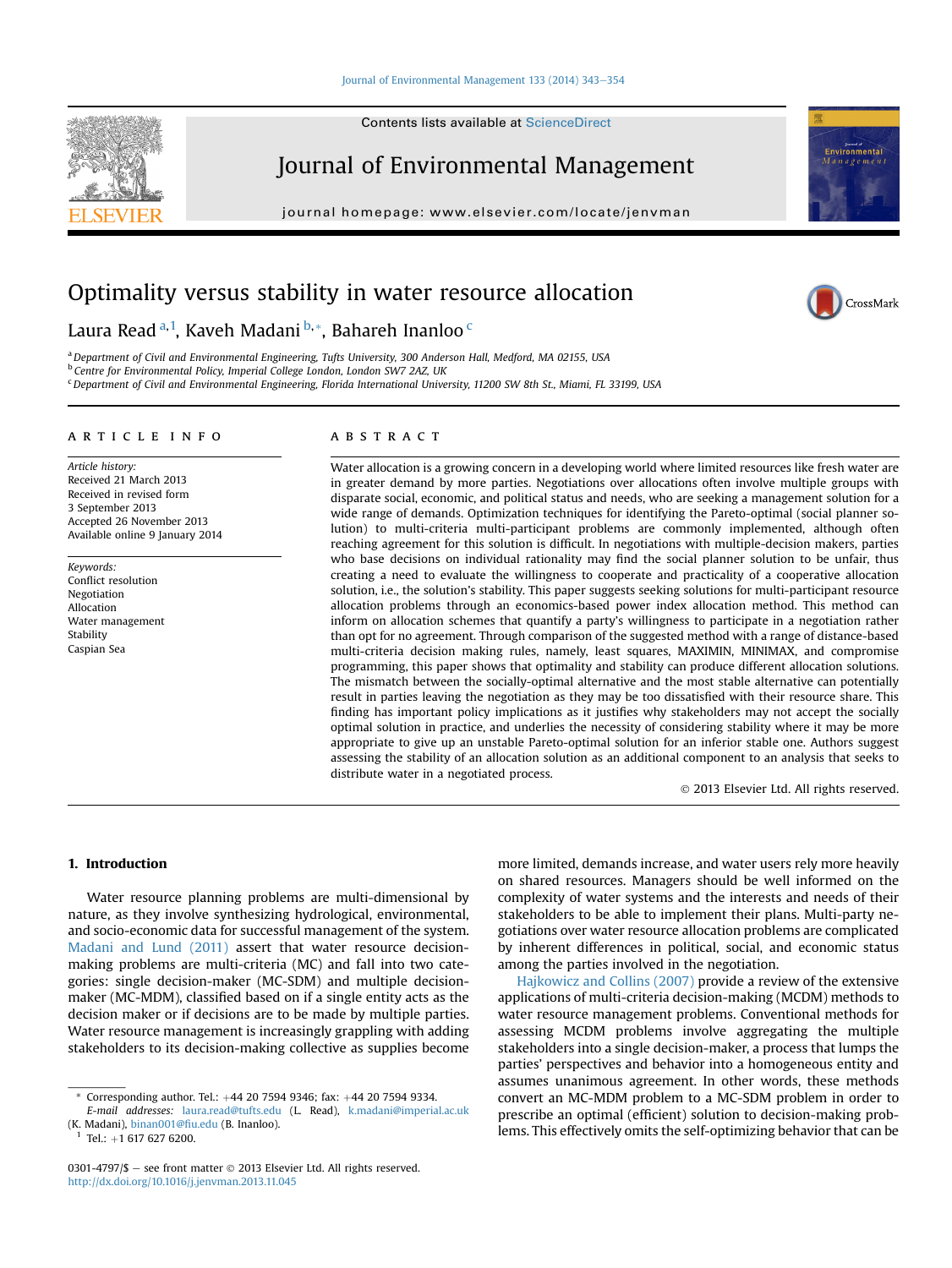# Optimality versus stability in water resource allocation

Laura Read [a,1], Kaveh Madani [b,*], Bahareh Inanloo [c]

[a] Department of Civil and Environmental Engineering, Tufts University, 300 Anderson Hall, Medford, MA 02155, USA
[b] Centre for Environmental Policy, Imperial College London, London SW7 2AZ, UK
[c] Department of Civil and Environmental Engineering, Florida International University, 11200 SW 8th St., Miami, FL 33199, USA

## ARTICLE INFO

*Article history:*
Received 21 March 2013
Received in revised form
3 September 2013
Accepted 26 November 2013
Available online 9 January 2014

*Keywords:*
Conflict resolution
Negotiation
Allocation
Water management
Stability
Caspian Sea

## ABSTRACT

Water allocation is a growing concern in a developing world where limited resources like fresh water are in greater demand by more parties. Negotiations over allocations often involve multiple groups with disparate social, economic, and political status and needs, who are seeking a management solution for a wide range of demands. Optimization techniques for identifying the Pareto-optimal (social planner solution) to multi-criteria multi-participant problems are commonly implemented, although often reaching agreement for this solution is difficult. In negotiations with multiple-decision makers, parties who base decisions on individual rationality may find the social planner solution to be unfair, thus creating a need to evaluate the willingness to cooperate and practicality of a cooperative allocation solution, i.e., the solution's stability. This paper suggests seeking solutions for multi-participant resource allocation problems through an economics-based power index allocation method. This method can inform on allocation schemes that quantify a party's willingness to participate in a negotiation rather than opt for no agreement. Through comparison of the suggested method with a range of distance-based multi-criteria decision making rules, namely, least squares, MAXIMIN, MINIMAX, and compromise programming, this paper shows that optimality and stability can produce different allocation solutions. The mismatch between the socially-optimal alternative and the most stable alternative can potentially result in parties leaving the negotiation as they may be too dissatisfied with their resource share. This finding has important policy implications as it justifies why stakeholders may not accept the socially optimal solution in practice, and underlies the necessity of considering stability where it may be more appropriate to give up an unstable Pareto-optimal solution for an inferior stable one. Authors suggest assessing the stability of an allocation solution as an additional component to an analysis that seeks to distribute water in a negotiated process.

© 2013 Elsevier Ltd. All rights reserved.

## 1. Introduction

Water resource planning problems are multi-dimensional by nature, as they involve synthesizing hydrological, environmental, and socio-economic data for successful management of the system. Madani and Lund (2011) assert that water resource decision-making problems are multi-criteria (MC) and fall into two categories: single decision-maker (MC-SDM) and multiple decision-maker (MC-MDM), classified based on if a single entity acts as the decision maker or if decisions are to be made by multiple parties. Water resource management is increasingly grappling with adding stakeholders to its decision-making collective as supplies become more limited, demands increase, and water users rely more heavily on shared resources. Managers should be well informed on the complexity of water systems and the interests and needs of their stakeholders to be able to implement their plans. Multi-party negotiations over water resource allocation problems are complicated by inherent differences in political, social, and economic status among the parties involved in the negotiation.

Hajkowicz and Collins (2007) provide a review of the extensive applications of multi-criteria decision-making (MCDM) methods to water resource management problems. Conventional methods for assessing MCDM problems involve aggregating the multiple stakeholders into a single decision-maker, a process that lumps the parties' perspectives and behavior into a homogeneous entity and assumes unanimous agreement. In other words, these methods convert an MC-MDM problem to a MC-SDM problem in order to prescribe an optimal (efficient) solution to decision-making problems. This effectively omits the self-optimizing behavior that can be

---

* Corresponding author. Tel.: +44 20 7594 9346; fax: +44 20 7594 9334.
*E-mail addresses:* laura.read@tufts.edu (L. Read), k.madani@imperial.ac.uk (K. Madani), binan001@fiu.edu (B. Inanloo).
[1] Tel.: +1 617 627 6200.

0301-4797/$ – see front matter © 2013 Elsevier Ltd. All rights reserved.
http://dx.doi.org/10.1016/j.jenvman.2013.11.045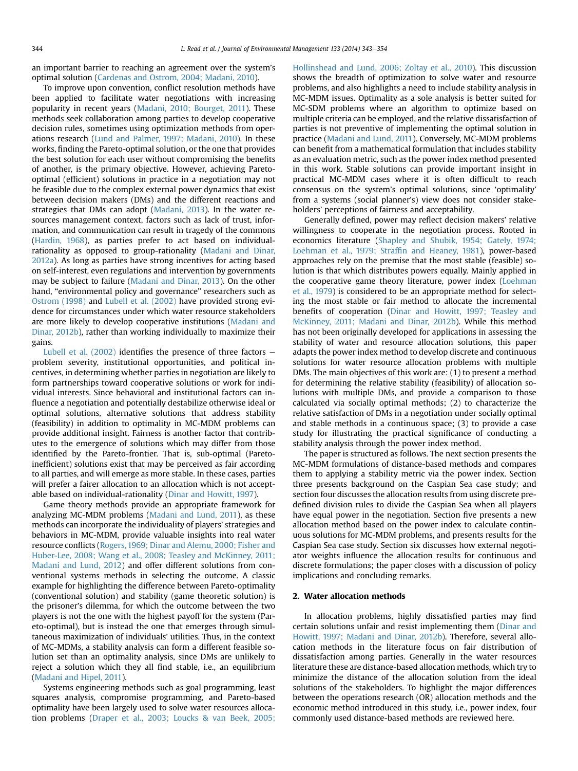an important barrier to reaching an agreement over the system's optimal solution (Cardenas and Ostrom, 2004; Madani, 2010).

To improve upon convention, conflict resolution methods have been applied to facilitate water negotiations with increasing popularity in recent years (Madani, 2010; Bourget, 2011). These methods seek collaboration among parties to develop cooperative decision rules, sometimes using optimization methods from operations research (Lund and Palmer, 1997; Madani, 2010). In these works, finding the Pareto-optimal solution, or the one that provides the best solution for each user without compromising the benefits of another, is the primary objective. However, achieving Pareto-optimal (efficient) solutions in practice in a negotiation may not be feasible due to the complex external power dynamics that exist between decision makers (DMs) and the different reactions and strategies that DMs can adopt (Madani, 2013). In the water resources management context, factors such as lack of trust, information, and communication can result in tragedy of the commons (Hardin, 1968), as parties prefer to act based on individual-rationality as opposed to group-rationality (Madani and Dinar, 2012a). As long as parties have strong incentives for acting based on self-interest, even regulations and intervention by governments may be subject to failure (Madani and Dinar, 2013). On the other hand, "environmental policy and governance" researchers such as Ostrom (1998) and Lubell et al. (2002) have provided strong evidence for circumstances under which water resource stakeholders are more likely to develop cooperative institutions (Madani and Dinar, 2012b), rather than working individually to maximize their gains.

Lubell et al. (2002) identifies the presence of three factors – problem severity, institutional opportunities, and political incentives, in determining whether parties in negotiation are likely to form partnerships toward cooperative solutions or work for individual interests. Since behavioral and institutional factors can influence a negotiation and potentially destabilize otherwise ideal or optimal solutions, alternative solutions that address stability (feasibility) in addition to optimality in MC-MDM problems can provide additional insight. Fairness is another factor that contributes to the emergence of solutions which may differ from those identified by the Pareto-frontier. That is, sub-optimal (Pareto-inefficient) solutions exist that may be perceived as fair according to all parties, and will emerge as more stable. In these cases, parties will prefer a fairer allocation to an allocation which is not acceptable based on individual-rationality (Dinar and Howitt, 1997).

Game theory methods provide an appropriate framework for analyzing MC-MDM problems (Madani and Lund, 2011), as these methods can incorporate the individuality of players' strategies and behaviors in MC-MDM, provide valuable insights into real water resource conflicts (Rogers, 1969; Dinar and Alemu, 2000; Fisher and Huber-Lee, 2008; Wang et al., 2008; Teasley and McKinney, 2011; Madani and Lund, 2012) and offer different solutions from conventional systems methods in selecting the outcome. A classic example for highlighting the difference between Pareto-optimality (conventional solution) and stability (game theoretic solution) is the prisoner's dilemma, for which the outcome between the two players is not the one with the highest payoff for the system (Pareto-optimal), but is instead the one that emerges through simultaneous maximization of individuals' utilities. Thus, in the context of MC-MDMs, a stability analysis can form a different feasible solution set than an optimality analysis, since DMs are unlikely to reject a solution which they all find stable, i.e., an equilibrium (Madani and Hipel, 2011).

Systems engineering methods such as goal programming, least squares analysis, compromise programming, and Pareto-based optimality have been largely used to solve water resources allocation problems (Draper et al., 2003; Loucks & van Beek, 2005; Hollinshead and Lund, 2006; Zoltay et al., 2010). This discussion shows the breadth of optimization to solve water and resource problems, and also highlights a need to include stability analysis in MC-MDM issues. Optimality as a sole analysis is better suited for MC-SDM problems where an algorithm to optimize based on multiple criteria can be employed, and the relative dissatisfaction of parties is not preventive of implementing the optimal solution in practice (Madani and Lund, 2011). Conversely, MC-MDM problems can benefit from a mathematical formulation that includes stability as an evaluation metric, such as the power index method presented in this work. Stable solutions can provide important insight in practical MC-MDM cases where it is often difficult to reach consensus on the system's optimal solutions, since 'optimality' from a systems (social planner's) view does not consider stakeholders' perceptions of fairness and acceptability.

Generally defined, power may reflect decision makers' relative willingness to cooperate in the negotiation process. Rooted in economics literature (Shapley and Shubik, 1954; Gately, 1974; Loehman et al., 1979; Straffin and Heaney, 1981), power-based approaches rely on the premise that the most stable (feasible) solution is that which distributes powers equally. Mainly applied in the cooperative game theory literature, power index (Loehman et al., 1979) is considered to be an appropriate method for selecting the most stable or fair method to allocate the incremental benefits of cooperation (Dinar and Howitt, 1997; Teasley and McKinney, 2011; Madani and Dinar, 2012b). While this method has not been originally developed for applications in assessing the stability of water and resource allocation solutions, this paper adapts the power index method to develop discrete and continuous solutions for water resource allocation problems with multiple DMs. The main objectives of this work are: (1) to present a method for determining the relative stability (feasibility) of allocation solutions with multiple DMs, and provide a comparison to those calculated via socially optimal methods; (2) to characterize the relative satisfaction of DMs in a negotiation under socially optimal and stable methods in a continuous space; (3) to provide a case study for illustrating the practical significance of conducting a stability analysis through the power index method.

The paper is structured as follows. The next section presents the MC-MDM formulations of distance-based methods and compares them to applying a stability metric via the power index. Section three presents background on the Caspian Sea case study; and section four discusses the allocation results from using discrete predefined division rules to divide the Caspian Sea when all players have equal power in the negotiation. Section five presents a new allocation method based on the power index to calculate continuous solutions for MC-MDM problems, and presents results for the Caspian Sea case study. Section six discusses how external negotiator weights influence the allocation results for continuous and discrete formulations; the paper closes with a discussion of policy implications and concluding remarks.

## 2. Water allocation methods

In allocation problems, highly dissatisfied parties may find certain solutions unfair and resist implementing them (Dinar and Howitt, 1997; Madani and Dinar, 2012b). Therefore, several allocation methods in the literature focus on fair distribution of dissatisfaction among parties. Generally in the water resources literature these are distance-based allocation methods, which try to minimize the distance of the allocation solution from the ideal solutions of the stakeholders. To highlight the major differences between the operations research (OR) allocation methods and the economic method introduced in this study, i.e., power index, four commonly used distance-based methods are reviewed here.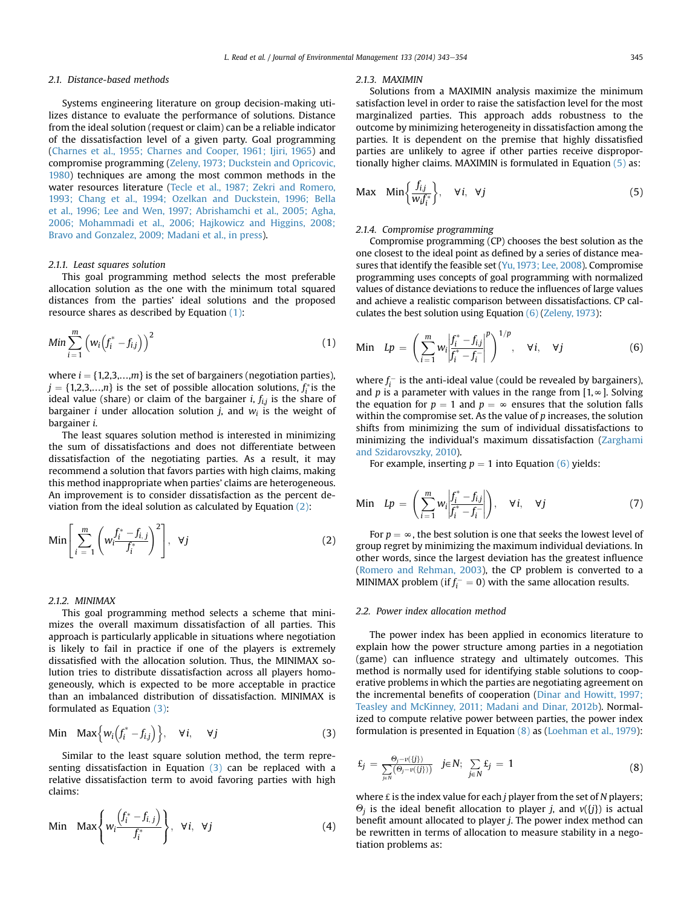### 2.1. Distance-based methods

Systems engineering literature on group decision-making utilizes distance to evaluate the performance of solutions. Distance from the ideal solution (request or claim) can be a reliable indicator of the dissatisfaction level of a given party. Goal programming (Charnes et al., 1955; Charnes and Cooper, 1961; Ijiri, 1965) and compromise programming (Zeleny, 1973; Duckstein and Opricovic, 1980) techniques are among the most common methods in the water resources literature (Tecle et al., 1987; Zekri and Romero, 1993; Chang et al., 1994; Ozelkan and Duckstein, 1996; Bella et al., 1996; Lee and Wen, 1997; Abrishamchi et al., 2005; Agha, 2006; Mohammadi et al., 2006; Hajkowicz and Higgins, 2008; Bravo and Gonzalez, 2009; Madani et al., in press).

#### 2.1.1. Least squares solution

This goal programming method selects the most preferable allocation solution as the one with the minimum total squared distances from the parties' ideal solutions and the proposed resource shares as described by Equation (1):

$$Min \sum_{i=1}^{m} \left( w_i \left( f_i^* - f_{i,j} \right) \right)^2 \tag{1}$$

where $i = \{1,2,3,\ldots,m\}$ is the set of bargainers (negotiation parties), $j = \{1,2,3,\ldots,n\}$ is the set of possible allocation solutions, $f_i^*$ is the ideal value (share) or claim of the bargainer $i$, $f_{i,j}$ is the share of bargainer $i$ under allocation solution $j$, and $w_i$ is the weight of bargainer $i$.

The least squares solution method is interested in minimizing the sum of dissatisfactions and does not differentiate between dissatisfaction of the negotiating parties. As a result, it may recommend a solution that favors parties with high claims, making this method inappropriate when parties' claims are heterogeneous. An improvement is to consider dissatisfaction as the percent deviation from the ideal solution as calculated by Equation (2):

$$\text{Min} \left[ \sum_{i=1}^{m} \left( w_i \frac{f_i^* - f_{i,j}}{f_i^*} \right)^2 \right], \quad \forall j \tag{2}$$

#### 2.1.2. MINIMAX

This goal programming method selects a scheme that minimizes the overall maximum dissatisfaction of all parties. This approach is particularly applicable in situations where negotiation is likely to fail in practice if one of the players is extremely dissatisfied with the allocation solution. Thus, the MINIMAX solution tries to distribute dissatisfaction across all players homogeneously, which is expected to be more acceptable in practice than an imbalanced distribution of dissatisfaction. MINIMAX is formulated as Equation (3):

$$\text{Min} \quad \text{Max}\left\{ w_i \left( f_i^* - f_{i,j} \right) \right\}, \quad \forall i, \quad \forall j \tag{3}$$

Similar to the least square solution method, the term representing dissatisfaction in Equation (3) can be replaced with a relative dissatisfaction term to avoid favoring parties with high claims:

$$\text{Min} \quad \text{Max}\left\{ w_i \frac{\left( f_i^* - f_{i,j} \right)}{f_i^*} \right\}, \quad \forall i, \quad \forall j \tag{4}$$

#### 2.1.3. MAXIMIN

Solutions from a MAXIMIN analysis maximize the minimum satisfaction level in order to raise the satisfaction level for the most marginalized parties. This approach adds robustness to the outcome by minimizing heterogeneity in dissatisfaction among the parties. It is dependent on the premise that highly dissatisfied parties are unlikely to agree if other parties receive disproportionally higher claims. MAXIMIN is formulated in Equation (5) as:

$$\text{Max} \quad \text{Min}\left\{ \frac{f_{i,j}}{w_i f_i^*} \right\}, \quad \forall i, \quad \forall j \tag{5}$$

#### 2.1.4. Compromise programming

Compromise programming (CP) chooses the best solution as the one closest to the ideal point as defined by a series of distance measures that identify the feasible set (Yu, 1973; Lee, 2008). Compromise programming uses concepts of goal programming with normalized values of distance deviations to reduce the influences of large values and achieve a realistic comparison between dissatisfactions. CP calculates the best solution using Equation (6) (Zeleny, 1973):

$$\text{Min} \quad Lp = \left( \sum_{i=1}^{m} w_i \left| \frac{f_i^* - f_{i,j}}{f_i^* - f_i^-} \right|^p \right)^{1/p}, \quad \forall i, \quad \forall j \tag{6}$$

where $f_i^-$ is the anti-ideal value (could be revealed by bargainers), and $p$ is a parameter with values in the range from $[1, \infty]$. Solving the equation for $p = 1$ and $p = \infty$ ensures that the solution falls within the compromise set. As the value of $p$ increases, the solution shifts from minimizing the sum of individual dissatisfactions to minimizing the individual's maximum dissatisfaction (Zarghami and Szidarovszky, 2010).

For example, inserting $p = 1$ into Equation (6) yields:

$$\text{Min} \quad Lp = \left( \sum_{i=1}^{m} w_i \left| \frac{f_i^* - f_{i,j}}{f_i^* - f_i^-} \right| \right), \quad \forall i, \quad \forall j \tag{7}$$

For $p = \infty$, the best solution is one that seeks the lowest level of group regret by minimizing the maximum individual deviations. In other words, since the largest deviation has the greatest influence (Romero and Rehman, 2003), the CP problem is converted to a MINIMAX problem (if $f_i^- = 0$) with the same allocation results.

### 2.2. Power index allocation method

The power index has been applied in economics literature to explain how the power structure among parties in a negotiation (game) can influence strategy and ultimately outcomes. This method is normally used for identifying stable solutions to cooperative problems in which the parties are negotiating agreement on the incremental benefits of cooperation (Dinar and Howitt, 1997; Teasley and McKinney, 2011; Madani and Dinar, 2012b). Normalized to compute relative power between parties, the power index formulation is presented in Equation (8) as (Loehman et al., 1979):

$$£_j = \frac{\Theta_j - v(\{j\})}{\sum_{j \in N} \left( \Theta_j - v(\{j\}) \right)} \quad j \in N; \quad \sum_{j \in N} £_j = 1 \tag{8}$$

where £ is the index value for each $j$ player from the set of $N$ players; $\Theta_j$ is the ideal benefit allocation to player $j$, and $v(\{j\})$ is actual benefit amount allocated to player $j$. The power index method can be rewritten in terms of allocation to measure stability in a negotiation problems as: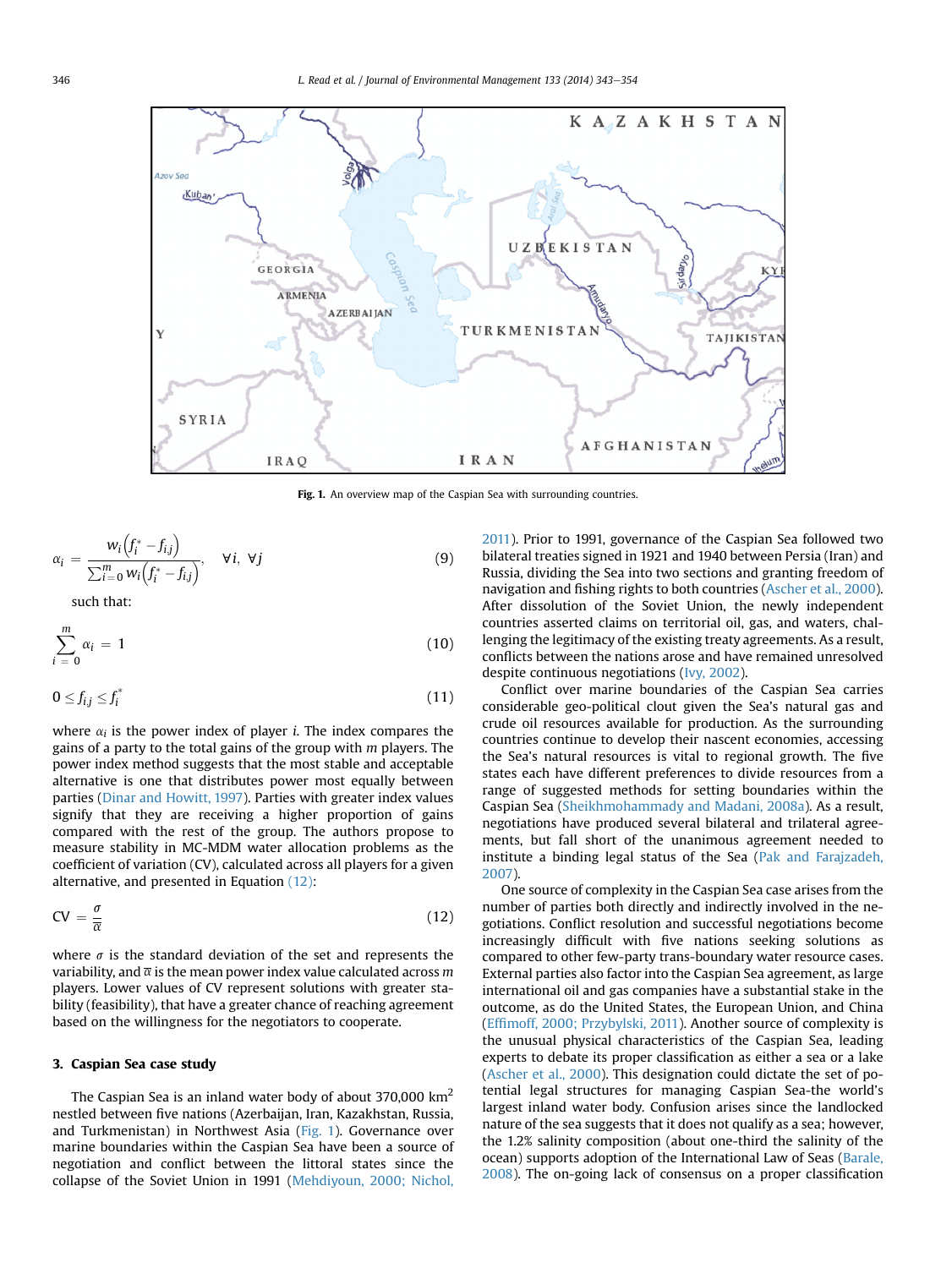Fig. 1. An overview map of the Caspian Sea with surrounding countries.

$$\alpha_i = \frac{w_i\left(f_i^* - f_{i,j}\right)}{\sum_{i=0}^{m} w_i\left(f_i^* - f_{i,j}\right)}, \quad \forall i, \ \forall j \tag{9}$$

such that:

$$\sum_{i=0}^{m} \alpha_i = 1 \tag{10}$$

$$0 \le f_{i,j} \le f_i^* \tag{11}$$

where $\alpha_i$ is the power index of player $i$. The index compares the gains of a party to the total gains of the group with $m$ players. The power index method suggests that the most stable and acceptable alternative is one that distributes power most equally between parties (Dinar and Howitt, 1997). Parties with greater index values signify that they are receiving a higher proportion of gains compared with the rest of the group. The authors propose to measure stability in MC-MDM water allocation problems as the coefficient of variation (CV), calculated across all players for a given alternative, and presented in Equation (12):

$$\text{CV} = \frac{\sigma}{\overline{\alpha}} \tag{12}$$

where $\sigma$ is the standard deviation of the set and represents the variability, and $\overline{\alpha}$ is the mean power index value calculated across $m$ players. Lower values of CV represent solutions with greater stability (feasibility), that have a greater chance of reaching agreement based on the willingness for the negotiators to cooperate.

## 3. Caspian Sea case study

The Caspian Sea is an inland water body of about 370,000 km$^2$ nestled between five nations (Azerbaijan, Iran, Kazakhstan, Russia, and Turkmenistan) in Northwest Asia (Fig. 1). Governance over marine boundaries within the Caspian Sea have been a source of negotiation and conflict between the littoral states since the collapse of the Soviet Union in 1991 (Mehdiyoun, 2000; Nichol, 2011). Prior to 1991, governance of the Caspian Sea followed two bilateral treaties signed in 1921 and 1940 between Persia (Iran) and Russia, dividing the Sea into two sections and granting freedom of navigation and fishing rights to both countries (Ascher et al., 2000). After dissolution of the Soviet Union, the newly independent countries asserted claims on territorial oil, gas, and waters, challenging the legitimacy of the existing treaty agreements. As a result, conflicts between the nations arose and have remained unresolved despite continuous negotiations (Ivy, 2002).

Conflict over marine boundaries of the Caspian Sea carries considerable geo-political clout given the Sea's natural gas and crude oil resources available for production. As the surrounding countries continue to develop their nascent economies, accessing the Sea's natural resources is vital to regional growth. The five states each have different preferences to divide resources from a range of suggested methods for setting boundaries within the Caspian Sea (Sheikhmohammady and Madani, 2008a). As a result, negotiations have produced several bilateral and trilateral agreements, but fall short of the unanimous agreement needed to institute a binding legal status of the Sea (Pak and Farajzadeh, 2007).

One source of complexity in the Caspian Sea case arises from the number of parties both directly and indirectly involved in the negotiations. Conflict resolution and successful negotiations become increasingly difficult with five nations seeking solutions as compared to other few-party trans-boundary water resource cases. External parties also factor into the Caspian Sea agreement, as large international oil and gas companies have a substantial stake in the outcome, as do the United States, the European Union, and China (Effimoff, 2000; Przybylski, 2011). Another source of complexity is the unusual physical characteristics of the Caspian Sea, leading experts to debate its proper classification as either a sea or a lake (Ascher et al., 2000). This designation could dictate the set of potential legal structures for managing Caspian Sea-the world's largest inland water body. Confusion arises since the landlocked nature of the sea suggests that it does not qualify as a sea; however, the 1.2% salinity composition (about one-third the salinity of the ocean) supports adoption of the International Law of Seas (Barale, 2008). The on-going lack of consensus on a proper classification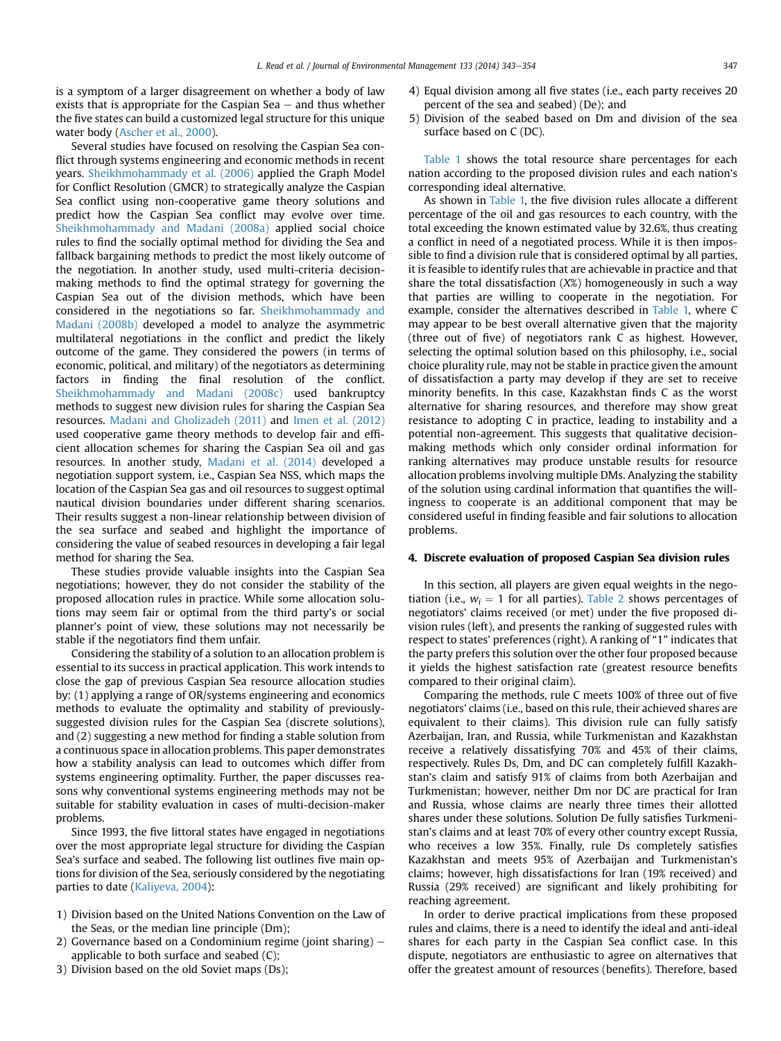is a symptom of a larger disagreement on whether a body of law exists that is appropriate for the Caspian Sea – and thus whether the five states can build a customized legal structure for this unique water body (Ascher et al., 2000).

Several studies have focused on resolving the Caspian Sea conflict through systems engineering and economic methods in recent years. Sheikhmohammady et al. (2006) applied the Graph Model for Conflict Resolution (GMCR) to strategically analyze the Caspian Sea conflict using non-cooperative game theory solutions and predict how the Caspian Sea conflict may evolve over time. Sheikhmohammady and Madani (2008a) applied social choice rules to find the socially optimal method for dividing the Sea and fallback bargaining methods to predict the most likely outcome of the negotiation. In another study, used multi-criteria decision-making methods to find the optimal strategy for governing the Caspian Sea out of the division methods, which have been considered in the negotiations so far. Sheikhmohammady and Madani (2008b) developed a model to analyze the asymmetric multilateral negotiations in the conflict and predict the likely outcome of the game. They considered the powers (in terms of economic, political, and military) of the negotiators as determining factors in finding the final resolution of the conflict. Sheikhmohammady and Madani (2008c) used bankruptcy methods to suggest new division rules for sharing the Caspian Sea resources. Madani and Gholizadeh (2011) and Imen et al. (2012) used cooperative game theory methods to develop fair and efficient allocation schemes for sharing the Caspian Sea oil and gas resources. In another study, Madani et al. (2014) developed a negotiation support system, i.e., Caspian Sea NSS, which maps the location of the Caspian Sea gas and oil resources to suggest optimal nautical division boundaries under different sharing scenarios. Their results suggest a non-linear relationship between division of the sea surface and seabed and highlight the importance of considering the value of seabed resources in developing a fair legal method for sharing the Sea.

These studies provide valuable insights into the Caspian Sea negotiations; however, they do not consider the stability of the proposed allocation rules in practice. While some allocation solutions may seem fair or optimal from the third party's or social planner's point of view, these solutions may not necessarily be stable if the negotiators find them unfair.

Considering the stability of a solution to an allocation problem is essential to its success in practical application. This work intends to close the gap of previous Caspian Sea resource allocation studies by: (1) applying a range of OR/systems engineering and economics methods to evaluate the optimality and stability of previously-suggested division rules for the Caspian Sea (discrete solutions), and (2) suggesting a new method for finding a stable solution from a continuous space in allocation problems. This paper demonstrates how a stability analysis can lead to outcomes which differ from systems engineering optimality. Further, the paper discusses reasons why conventional systems engineering methods may not be suitable for stability evaluation in cases of multi-decision-maker problems.

Since 1993, the five littoral states have engaged in negotiations over the most appropriate legal structure for dividing the Caspian Sea's surface and seabed. The following list outlines five main options for division of the Sea, seriously considered by the negotiating parties to date (Kaliyeva, 2004):

1) Division based on the United Nations Convention on the Law of the Seas, or the median line principle (Dm);
2) Governance based on a Condominium regime (joint sharing) – applicable to both surface and seabed (C);
3) Division based on the old Soviet maps (Ds);
4) Equal division among all five states (i.e., each party receives 20 percent of the sea and seabed) (De); and
5) Division of the seabed based on Dm and division of the sea surface based on C (DC).

Table 1 shows the total resource share percentages for each nation according to the proposed division rules and each nation's corresponding ideal alternative.

As shown in Table 1, the five division rules allocate a different percentage of the oil and gas resources to each country, with the total exceeding the known estimated value by 32.6%, thus creating a conflict in need of a negotiated process. While it is then impossible to find a division rule that is considered optimal by all parties, it is feasible to identify rules that are achievable in practice and that share the total dissatisfaction (X%) homogeneously in such a way that parties are willing to cooperate in the negotiation. For example, consider the alternatives described in Table 1, where C may appear to be best overall alternative given that the majority (three out of five) of negotiators rank C as highest. However, selecting the optimal solution based on this philosophy, i.e., social choice plurality rule, may not be stable in practice given the amount of dissatisfaction a party may develop if they are set to receive minority benefits. In this case, Kazakhstan finds C as the worst alternative for sharing resources, and therefore may show great resistance to adopting C in practice, leading to instability and a potential non-agreement. This suggests that qualitative decision-making methods which only consider ordinal information for ranking alternatives may produce unstable results for resource allocation problems involving multiple DMs. Analyzing the stability of the solution using cardinal information that quantifies the willingness to cooperate is an additional component that may be considered useful in finding feasible and fair solutions to allocation problems.

## 4. Discrete evaluation of proposed Caspian Sea division rules

In this section, all players are given equal weights in the negotiation (i.e., $w_i = 1$ for all parties). Table 2 shows percentages of negotiators' claims received (or met) under the five proposed division rules (left), and presents the ranking of suggested rules with respect to states' preferences (right). A ranking of "1" indicates that the party prefers this solution over the other four proposed because it yields the highest satisfaction rate (greatest resource benefits compared to their original claim).

Comparing the methods, rule C meets 100% of three out of five negotiators' claims (i.e., based on this rule, their achieved shares are equivalent to their claims). This division rule can fully satisfy Azerbaijan, Iran, and Russia, while Turkmenistan and Kazakhstan receive a relatively dissatisfying 70% and 45% of their claims, respectively. Rules Ds, Dm, and DC can completely fulfill Kazakhstan's claim and satisfy 91% of claims from both Azerbaijan and Turkmenistan; however, neither Dm nor DC are practical for Iran and Russia, whose claims are nearly three times their allotted shares under these solutions. Solution De fully satisfies Turkmenistan's claims and at least 70% of every other country except Russia, who receives a low 35%. Finally, rule Ds completely satisfies Kazakhstan and meets 95% of Azerbaijan and Turkmenistan's claims; however, high dissatisfactions for Iran (19% received) and Russia (29% received) are significant and likely prohibiting for reaching agreement.

In order to derive practical implications from these proposed rules and claims, there is a need to identify the ideal and anti-ideal shares for each party in the Caspian Sea conflict case. In this dispute, negotiators are enthusiastic to agree on alternatives that offer the greatest amount of resources (benefits). Therefore, based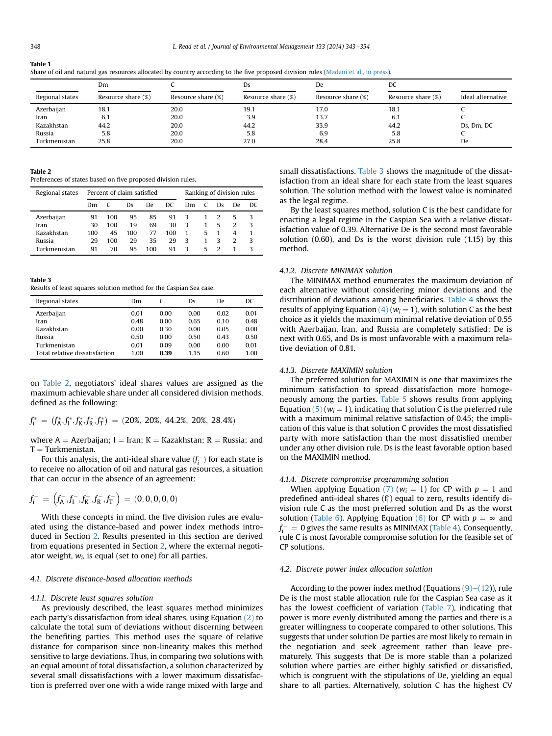**Table 1**
Share of oil and natural gas resources allocated by country according to the five proposed division rules (Madani et al., in press).

| | Dm | C | Ds | De | DC | |
|---|---|---|---|---|---|---|
| Regional states | Resource share (%) | Resource share (%) | Resource share (%) | Resource share (%) | Resource share (%) | Ideal alternative |
| Azerbaijan | 18.1 | 20.0 | 19.1 | 17.0 | 18.1 | C |
| Iran | 6.1 | 20.0 | 3.9 | 13.7 | 6.1 | C |
| Kazakhstan | 44.2 | 20.0 | 44.2 | 33.9 | 44.2 | Ds, Dm, DC |
| Russia | 5.8 | 20.0 | 5.8 | 6.9 | 5.8 | C |
| Turkmenistan | 25.8 | 20.0 | 27.0 | 28.4 | 25.8 | De |

**Table 2**
Preferences of states based on five proposed division rules.

| Regional states | Percent of claim satisfied | | | | | Ranking of division rules | | | | |
|---|---|---|---|---|---|---|---|---|---|---|
| | Dm | C | Ds | De | DC | Dm | C | Ds | De | DC |
| Azerbaijan | 91 | 100 | 95 | 85 | 91 | 3 | 1 | 2 | 5 | 3 |
| Iran | 30 | 100 | 19 | 69 | 30 | 3 | 1 | 5 | 2 | 3 |
| Kazakhstan | 100 | 45 | 100 | 77 | 100 | 1 | 5 | 1 | 4 | 1 |
| Russia | 29 | 100 | 29 | 35 | 29 | 3 | 1 | 3 | 2 | 3 |
| Turkmenistan | 91 | 70 | 95 | 100 | 91 | 3 | 5 | 2 | 1 | 3 |

**Table 3**
Results of least squares solution method for the Caspian Sea case.

| Regional states | Dm | C | Ds | De | DC |
|---|---|---|---|---|---|
| Azerbaijan | 0.01 | 0.00 | 0.00 | 0.02 | 0.01 |
| Iran | 0.48 | 0.00 | 0.65 | 0.10 | 0.48 |
| Kazakhstan | 0.00 | 0.30 | 0.00 | 0.05 | 0.00 |
| Russia | 0.50 | 0.00 | 0.50 | 0.43 | 0.50 |
| Turkmenistan | 0.01 | 0.09 | 0.00 | 0.00 | 0.01 |
| Total relative dissatisfaction | 1.00 | **0.39** | 1.15 | 0.60 | 1.00 |

on Table 2, negotiators' ideal shares values are assigned as the maximum achievable share under all considered division methods, defined as the following:

$$f_i^* = (f_A^*, f_I^*, f_K^*, f_R^*, f_T^*) = (20\%,\ 20\%,\ 44.2\%,\ 20\%,\ 28.4\%)$$

where A = Azerbaijan; I = Iran; K = Kazakhstan; R = Russia; and T = Turkmenistan.

For this analysis, the anti-ideal share value ($f_i^-$) for each state is to receive no allocation of oil and natural gas resources, a situation that can occur in the absence of an agreement:

$$f_i^- = \left(f_A^-, f_I^-, f_K^-, f_R^-, f_T^-\right) = (0, 0, 0, 0, 0)$$

With these concepts in mind, the five division rules are evaluated using the distance-based and power index methods introduced in Section 2. Results presented in this section are derived from equations presented in Section 2, where the external negotiator weight, $w_i$, is equal (set to one) for all parties.

## 4.1. Discrete distance-based allocation methods

### 4.1.1. Discrete least squares solution

As previously described, the least squares method minimizes each party's dissatisfaction from ideal shares, using Equation (2) to calculate the total sum of deviations without discerning between the benefiting parties. This method uses the square of relative distance for comparison since non-linearity makes this method sensitive to large deviations. Thus, in comparing two solutions with an equal amount of total dissatisfaction, a solution characterized by several small dissatisfactions with a lower maximum dissatisfaction is preferred over one with a wide range mixed with large and small dissatisfactions. Table 3 shows the magnitude of the dissatisfaction from an ideal share for each state from the least squares solution. The solution method with the lowest value is nominated as the legal regime.

By the least squares method, solution C is the best candidate for enacting a legal regime in the Caspian Sea with a relative dissatisfaction value of 0.39. Alternative De is the second most favorable solution (0.60), and Ds is the worst division rule (1.15) by this method.

### 4.1.2. Discrete MINIMAX solution

The MINIMAX method enumerates the maximum deviation of each alternative without considering minor deviations and the distribution of deviations among beneficiaries. Table 4 shows the results of applying Equation (4) ($w_i = 1$), with solution C as the best choice as it yields the maximum minimal relative deviation of 0.55 with Azerbaijan, Iran, and Russia are completely satisfied; De is next with 0.65, and Ds is most unfavorable with a maximum relative deviation of 0.81.

### 4.1.3. Discrete MAXIMIN solution

The preferred solution for MAXIMIN is one that maximizes the minimum satisfaction to spread dissatisfaction more homogeneously among the parties. Table 5 shows results from applying Equation (5) ($w_i = 1$), indicating that solution C is the preferred rule with a maximum minimal relative satisfaction of 0.45; the implication of this value is that solution C provides the most dissatisfied party with more satisfaction than the most dissatisfied member under any other division rule. Ds is the least favorable option based on the MAXIMIN method.

### 4.1.4. Discrete compromise programming solution

When applying Equation (7) ($w_i = 1$) for CP with $p = 1$ and predefined anti-ideal shares ($f_i^-$) equal to zero, results identify division rule C as the most preferred solution and Ds as the worst solution (Table 6). Applying Equation (6) for CP with $p = \infty$ and $f_i^- = 0$ gives the same results as MINIMAX (Table 4). Consequently, rule C is most favorable compromise solution for the feasible set of CP solutions.

## 4.2. Discrete power index allocation solution

According to the power index method (Equations (9)–(12)), rule De is the most stable allocation rule for the Caspian Sea case as it has the lowest coefficient of variation (Table 7), indicating that power is more evenly distributed among the parties and there is a greater willingness to cooperate compared to other solutions. This suggests that under solution De parties are most likely to remain in the negotiation and seek agreement rather than leave prematurely. This suggests that De is more stable than a polarized solution where parties are either highly satisfied or dissatisfied, which is congruent with the stipulations of De, yielding an equal share to all parties. Alternatively, solution C has the highest CV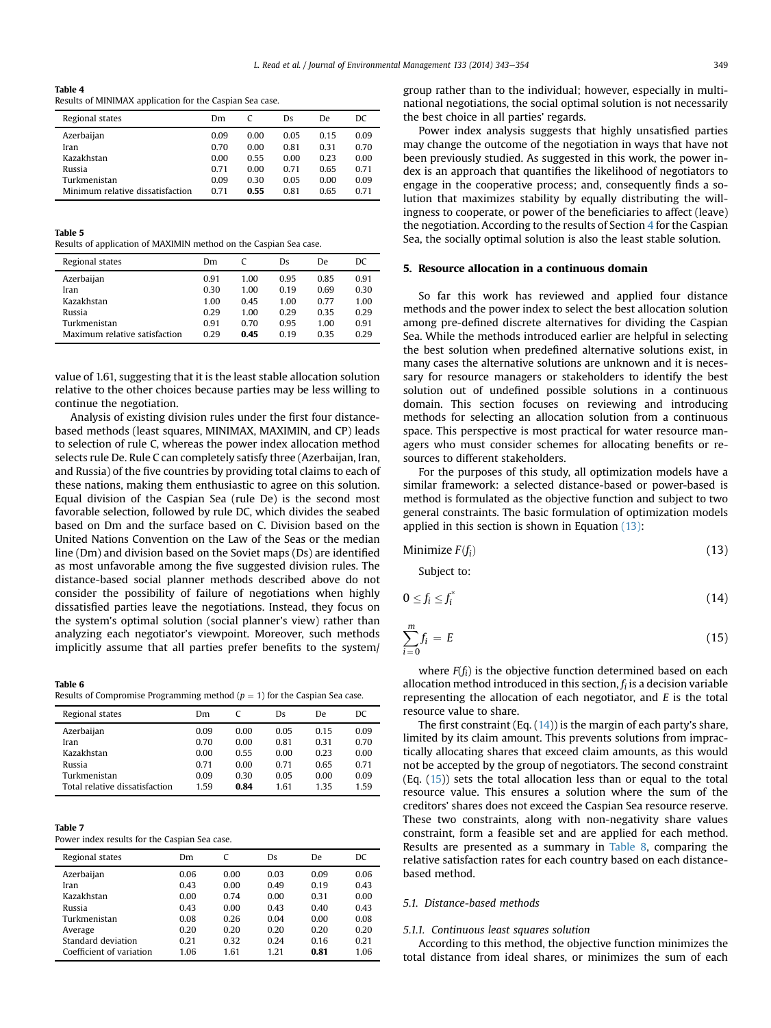Table 4
Results of MINIMAX application for the Caspian Sea case.

| Regional states | Dm | C | Ds | De | DC |
|---|---|---|---|---|---|
| Azerbaijan | 0.09 | 0.00 | 0.05 | 0.15 | 0.09 |
| Iran | 0.70 | 0.00 | 0.81 | 0.31 | 0.70 |
| Kazakhstan | 0.00 | 0.55 | 0.00 | 0.23 | 0.00 |
| Russia | 0.71 | 0.00 | 0.71 | 0.65 | 0.71 |
| Turkmenistan | 0.09 | 0.30 | 0.05 | 0.00 | 0.09 |
| Minimum relative dissatisfaction | 0.71 | **0.55** | 0.81 | 0.65 | 0.71 |

Table 5
Results of application of MAXIMIN method on the Caspian Sea case.

| Regional states | Dm | C | Ds | De | DC |
|---|---|---|---|---|---|
| Azerbaijan | 0.91 | 1.00 | 0.95 | 0.85 | 0.91 |
| Iran | 0.30 | 1.00 | 0.19 | 0.69 | 0.30 |
| Kazakhstan | 1.00 | 0.45 | 1.00 | 0.77 | 1.00 |
| Russia | 0.29 | 1.00 | 0.29 | 0.35 | 0.29 |
| Turkmenistan | 0.91 | 0.70 | 0.95 | 1.00 | 0.91 |
| Maximum relative satisfaction | 0.29 | **0.45** | 0.19 | 0.35 | 0.29 |

value of 1.61, suggesting that it is the least stable allocation solution relative to the other choices because parties may be less willing to continue the negotiation.

Analysis of existing division rules under the first four distance-based methods (least squares, MINIMAX, MAXIMIN, and CP) leads to selection of rule C, whereas the power index allocation method selects rule De. Rule C can completely satisfy three (Azerbaijan, Iran, and Russia) of the five countries by providing total claims to each of these nations, making them enthusiastic to agree on this solution. Equal division of the Caspian Sea (rule De) is the second most favorable selection, followed by rule DC, which divides the seabed based on Dm and the surface based on C. Division based on the United Nations Convention on the Law of the Seas or the median line (Dm) and division based on the Soviet maps (Ds) are identified as most unfavorable among the five suggested division rules. The distance-based social planner methods described above do not consider the possibility of failure of negotiations when highly dissatisfied parties leave the negotiations. Instead, they focus on the system's optimal solution (social planner's view) rather than analyzing each negotiator's viewpoint. Moreover, such methods implicitly assume that all parties prefer benefits to the system/

Table 6
Results of Compromise Programming method ($p = 1$) for the Caspian Sea case.

| Regional states | Dm | C | Ds | De | DC |
|---|---|---|---|---|---|
| Azerbaijan | 0.09 | 0.00 | 0.05 | 0.15 | 0.09 |
| Iran | 0.70 | 0.00 | 0.81 | 0.31 | 0.70 |
| Kazakhstan | 0.00 | 0.55 | 0.00 | 0.23 | 0.00 |
| Russia | 0.71 | 0.00 | 0.71 | 0.65 | 0.71 |
| Turkmenistan | 0.09 | 0.30 | 0.05 | 0.00 | 0.09 |
| Total relative dissatisfaction | 1.59 | **0.84** | 1.61 | 1.35 | 1.59 |

Table 7
Power index results for the Caspian Sea case.

| Regional states | Dm | C | Ds | De | DC |
|---|---|---|---|---|---|
| Azerbaijan | 0.06 | 0.00 | 0.03 | 0.09 | 0.06 |
| Iran | 0.43 | 0.00 | 0.49 | 0.19 | 0.43 |
| Kazakhstan | 0.00 | 0.74 | 0.00 | 0.31 | 0.00 |
| Russia | 0.43 | 0.00 | 0.43 | 0.40 | 0.43 |
| Turkmenistan | 0.08 | 0.26 | 0.04 | 0.00 | 0.08 |
| Average | 0.20 | 0.20 | 0.20 | 0.20 | 0.20 |
| Standard deviation | 0.21 | 0.32 | 0.24 | 0.16 | 0.21 |
| Coefficient of variation | 1.06 | 1.61 | 1.21 | **0.81** | 1.06 |

group rather than to the individual; however, especially in multinational negotiations, the social optimal solution is not necessarily the best choice in all parties' regards.

Power index analysis suggests that highly unsatisfied parties may change the outcome of the negotiation in ways that have not been previously studied. As suggested in this work, the power index is an approach that quantifies the likelihood of negotiators to engage in the cooperative process; and, consequently finds a solution that maximizes stability by equally distributing the willingness to cooperate, or power of the beneficiaries to affect (leave) the negotiation. According to the results of Section 4 for the Caspian Sea, the socially optimal solution is also the least stable solution.

## 5. Resource allocation in a continuous domain

So far this work has reviewed and applied four distance methods and the power index to select the best allocation solution among pre-defined discrete alternatives for dividing the Caspian Sea. While the methods introduced earlier are helpful in selecting the best solution when predefined alternative solutions exist, in many cases the alternative solutions are unknown and it is necessary for resource managers or stakeholders to identify the best solution out of undefined possible solutions in a continuous domain. This section focuses on reviewing and introducing methods for selecting an allocation solution from a continuous space. This perspective is most practical for water resource managers who must consider schemes for allocating benefits or resources to different stakeholders.

For the purposes of this study, all optimization models have a similar framework: a selected distance-based or power-based is method is formulated as the objective function and subject to two general constraints. The basic formulation of optimization models applied in this section is shown in Equation (13):

$$\text{Minimize } F(f_i) \tag{13}$$

Subject to:

$$0 \le f_i \le f_i^* \tag{14}$$

$$\sum_{i=0}^{m} f_i = E \tag{15}$$

where $F(f_i)$ is the objective function determined based on each allocation method introduced in this section, $f_i$ is a decision variable representing the allocation of each negotiator, and $E$ is the total resource value to share.

The first constraint (Eq. (14)) is the margin of each party's share, limited by its claim amount. This prevents solutions from impractically allocating shares that exceed claim amounts, as this would not be accepted by the group of negotiators. The second constraint (Eq. (15)) sets the total allocation less than or equal to the total resource value. This ensures a solution where the sum of the creditors' shares does not exceed the Caspian Sea resource reserve. These two constraints, along with non-negativity share values constraint, form a feasible set and are applied for each method. Results are presented as a summary in Table 8, comparing the relative satisfaction rates for each country based on each distance-based method.

### 5.1. Distance-based methods

#### 5.1.1. Continuous least squares solution

According to this method, the objective function minimizes the total distance from ideal shares, or minimizes the sum of each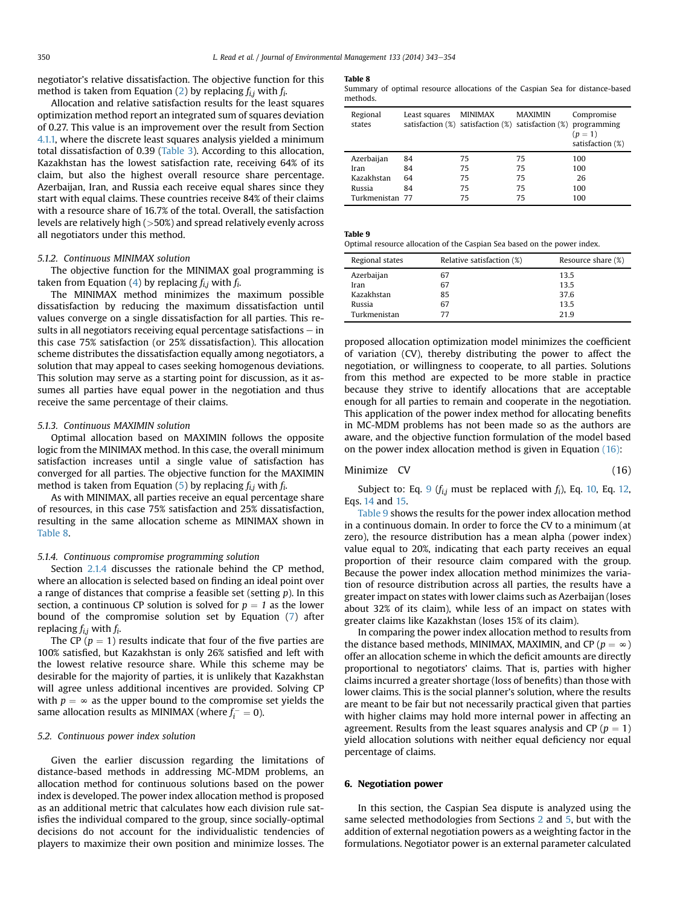negotiator's relative dissatisfaction. The objective function for this method is taken from Equation (2) by replacing $f_{i,j}$ with $f_i$.

Allocation and relative satisfaction results for the least squares optimization method report an integrated sum of squares deviation of 0.27. This value is an improvement over the result from Section 4.1.1, where the discrete least squares analysis yielded a minimum total dissatisfaction of 0.39 (Table 3). According to this allocation, Kazakhstan has the lowest satisfaction rate, receiving 64% of its claim, but also the highest overall resource share percentage. Azerbaijan, Iran, and Russia each receive equal shares since they start with equal claims. These countries receive 84% of their claims with a resource share of 16.7% of the total. Overall, the satisfaction levels are relatively high (>50%) and spread relatively evenly across all negotiators under this method.

### 5.1.2. Continuous MINIMAX solution

The objective function for the MINIMAX goal programming is taken from Equation (4) by replacing $f_{i,j}$ with $f_i$.

The MINIMAX method minimizes the maximum possible dissatisfaction by reducing the maximum dissatisfaction until values converge on a single dissatisfaction for all parties. This results in all negotiators receiving equal percentage satisfactions – in this case 75% satisfaction (or 25% dissatisfaction). This allocation scheme distributes the dissatisfaction equally among negotiators, a solution that may appeal to cases seeking homogenous deviations. This solution may serve as a starting point for discussion, as it assumes all parties have equal power in the negotiation and thus receive the same percentage of their claims.

### 5.1.3. Continuous MAXIMIN solution

Optimal allocation based on MAXIMIN follows the opposite logic from the MINIMAX method. In this case, the overall minimum satisfaction increases until a single value of satisfaction has converged for all parties. The objective function for the MAXIMIN method is taken from Equation (5) by replacing $f_{i,j}$ with $f_i$.

As with MINIMAX, all parties receive an equal percentage share of resources, in this case 75% satisfaction and 25% dissatisfaction, resulting in the same allocation scheme as MINIMAX shown in Table 8.

### 5.1.4. Continuous compromise programming solution

Section 2.1.4 discusses the rationale behind the CP method, where an allocation is selected based on finding an ideal point over a range of distances that comprise a feasible set (setting $p$). In this section, a continuous CP solution is solved for $p = 1$ as the lower bound of the compromise solution set by Equation (7) after replacing $f_{i,j}$ with $f_i$.

The CP ($p = 1$) results indicate that four of the five parties are 100% satisfied, but Kazakhstan is only 26% satisfied and left with the lowest relative resource share. While this scheme may be desirable for the majority of parties, it is unlikely that Kazakhstan will agree unless additional incentives are provided. Solving CP with $p = \infty$ as the upper bound to the compromise set yields the same allocation results as MINIMAX (where $f_i^- = 0$).

## 5.2. Continuous power index solution

Given the earlier discussion regarding the limitations of distance-based methods in addressing MC-MDM problems, an allocation method for continuous solutions based on the power index is developed. The power index allocation method is proposed as an additional metric that calculates how each division rule satisfies the individual compared to the group, since socially-optimal decisions do not account for the individualistic tendencies of players to maximize their own position and minimize losses. The proposed allocation optimization model minimizes the coefficient of variation (CV), thereby distributing the power to affect the negotiation, or willingness to cooperate, to all parties. Solutions from this method are expected to be more stable in practice because they strive to identify allocations that are acceptable enough for all parties to remain and cooperate in the negotiation. This application of the power index method for allocating benefits in MC-MDM problems has not been made so as the authors are aware, and the objective function formulation of the model based on the power index allocation method is given in Equation (16):

$$\text{Minimize} \quad \text{CV} \tag{16}$$

Subject to: Eq. 9 ($f_{i,j}$ must be replaced with $f_i$), Eq. 10, Eq. 12, Eqs. 14 and 15.

Table 9 shows the results for the power index allocation method in a continuous domain. In order to force the CV to a minimum (at zero), the resource distribution has a mean alpha (power index) value equal to 20%, indicating that each party receives an equal proportion of their resource claim compared with the group. Because the power index allocation method minimizes the variation of resource distribution across all parties, the results have a greater impact on states with lower claims such as Azerbaijan (loses about 32% of its claim), while less of an impact on states with greater claims like Kazakhstan (loses 15% of its claim).

In comparing the power index allocation method to results from the distance based methods, MINIMAX, MAXIMIN, and CP ($p = \infty$) offer an allocation scheme in which the deficit amounts are directly proportional to negotiators' claims. That is, parties with higher claims incurred a greater shortage (loss of benefits) than those with lower claims. This is the social planner's solution, where the results are meant to be fair but not necessarily practical given that parties with higher claims may hold more internal power in affecting an agreement. Results from the least squares analysis and CP ($p = 1$) yield allocation solutions with neither equal deficiency nor equal percentage of claims.

**Table 8**
Summary of optimal resource allocations of the Caspian Sea for distance-based methods.

| Regional states | Least squares satisfaction (%) | MINIMAX satisfaction (%) | MAXIMIN satisfaction (%) | Compromise programming ($p = 1$) satisfaction (%) |
|---|---|---|---|---|
| Azerbaijan | 84 | 75 | 75 | 100 |
| Iran | 84 | 75 | 75 | 100 |
| Kazakhstan | 64 | 75 | 75 | 26 |
| Russia | 84 | 75 | 75 | 100 |
| Turkmenistan | 77 | 75 | 75 | 100 |

**Table 9**
Optimal resource allocation of the Caspian Sea based on the power index.

| Regional states | Relative satisfaction (%) | Resource share (%) |
|---|---|---|
| Azerbaijan | 67 | 13.5 |
| Iran | 67 | 13.5 |
| Kazakhstan | 85 | 37.6 |
| Russia | 67 | 13.5 |
| Turkmenistan | 77 | 21.9 |

# 6. Negotiation power

In this section, the Caspian Sea dispute is analyzed using the same selected methodologies from Sections 2 and 5, but with the addition of external negotiation powers as a weighting factor in the formulations. Negotiator power is an external parameter calculated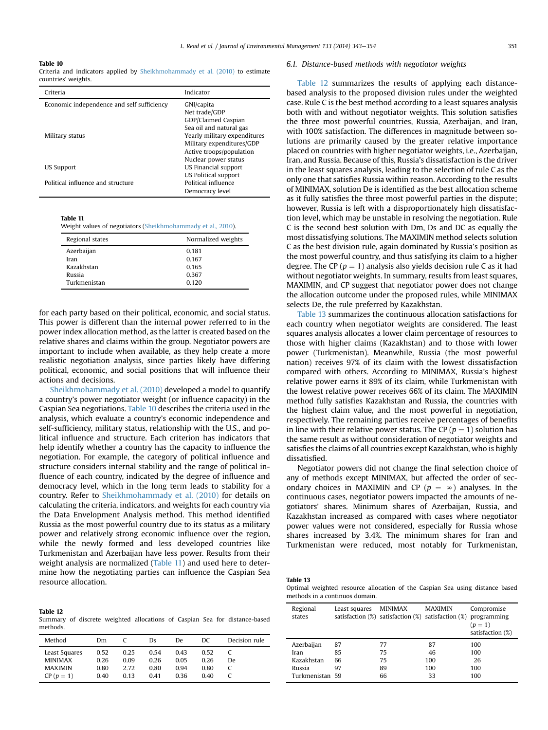**Table 10**
Criteria and indicators applied by Sheikhmohammady et al. (2010) to estimate countries' weights.

| Criteria | Indicator |
|---|---|
| Economic independence and self sufficiency | GNI/capita |
| | Net trade/GDP |
| | GDP/Claimed Caspian |
| | Sea oil and natural gas |
| Military status | Yearly military expenditures |
| | Military expenditures/GDP |
| | Active troops/population |
| | Nuclear power status |
| US Support | US Financial support |
| | US Political support |
| Political influence and structure | Political influence |
| | Democracy level |

**Table 11**
Weight values of negotiators (Sheikhmohammady et al., 2010).

| Regional states | Normalized weights |
|---|---|
| Azerbaijan | 0.181 |
| Iran | 0.167 |
| Kazakhstan | 0.165 |
| Russia | 0.367 |
| Turkmenistan | 0.120 |

for each party based on their political, economic, and social status. This power is different than the internal power referred to in the power index allocation method, as the latter is created based on the relative shares and claims within the group. Negotiator powers are important to include when available, as they help create a more realistic negotiation analysis, since parties likely have differing political, economic, and social positions that will influence their actions and decisions.

Sheikhmohammady et al. (2010) developed a model to quantify a country's power negotiator weight (or influence capacity) in the Caspian Sea negotiations. Table 10 describes the criteria used in the analysis, which evaluate a country's economic independence and self-sufficiency, military status, relationship with the U.S., and political influence and structure. Each criterion has indicators that help identify whether a country has the capacity to influence the negotiation. For example, the category of political influence and structure considers internal stability and the range of political influence of each country, indicated by the degree of influence and democracy level, which in the long term leads to stability for a country. Refer to Sheikhmohammady et al. (2010) for details on calculating the criteria, indicators, and weights for each country via the Data Envelopment Analysis method. This method identified Russia as the most powerful country due to its status as a military power and relatively strong economic influence over the region, while the newly formed and less developed countries like Turkmenistan and Azerbaijan have less power. Results from their weight analysis are normalized (Table 11) and used here to determine how the negotiating parties can influence the Caspian Sea resource allocation.

**Table 12**
Summary of discrete weighted allocations of Caspian Sea for distance-based methods.

| Method | Dm | C | Ds | De | DC | Decision rule |
|---|---|---|---|---|---|---|
| Least Squares | 0.52 | 0.25 | 0.54 | 0.43 | 0.52 | C |
| MINIMAX | 0.26 | 0.09 | 0.26 | 0.05 | 0.26 | De |
| MAXIMIN | 0.80 | 2.72 | 0.80 | 0.94 | 0.80 | C |
| CP ($p = 1$) | 0.40 | 0.13 | 0.41 | 0.36 | 0.40 | C |

### 6.1. Distance-based methods with negotiator weights

Table 12 summarizes the results of applying each distance-based analysis to the proposed division rules under the weighted case. Rule C is the best method according to a least squares analysis both with and without negotiator weights. This solution satisfies the three most powerful countries, Russia, Azerbaijan, and Iran, with 100% satisfaction. The differences in magnitude between solutions are primarily caused by the greater relative importance placed on countries with higher negotiator weights, i.e., Azerbaijan, Iran, and Russia. Because of this, Russia's dissatisfaction is the driver in the least squares analysis, leading to the selection of rule C as the only one that satisfies Russia within reason. According to the results of MINIMAX, solution De is identified as the best allocation scheme as it fully satisfies the three most powerful parties in the dispute; however, Russia is left with a disproportionately high dissatisfaction level, which may be unstable in resolving the negotiation. Rule C is the second best solution with Dm, Ds and DC as equally the most dissatisfying solutions. The MAXIMIN method selects solution C as the best division rule, again dominated by Russia's position as the most powerful country, and thus satisfying its claim to a higher degree. The CP ($p = 1$) analysis also yields decision rule C as it had without negotiator weights. In summary, results from least squares, MAXIMIN, and CP suggest that negotiator power does not change the allocation outcome under the proposed rules, while MINIMAX selects De, the rule preferred by Kazakhstan.

Table 13 summarizes the continuous allocation satisfactions for each country when negotiator weights are considered. The least squares analysis allocates a lower claim percentage of resources to those with higher claims (Kazakhstan) and to those with lower power (Turkmenistan). Meanwhile, Russia (the most powerful nation) receives 97% of its claim with the lowest dissatisfaction compared with others. According to MINIMAX, Russia's highest relative power earns it 89% of its claim, while Turkmenistan with the lowest relative power receives 66% of its claim. The MAXIMIN method fully satisfies Kazakhstan and Russia, the countries with the highest claim value, and the most powerful in negotiation, respectively. The remaining parties receive percentages of benefits in line with their relative power status. The CP ($p = 1$) solution has the same result as without consideration of negotiator weights and satisfies the claims of all countries except Kazakhstan, who is highly dissatisfied.

Negotiator powers did not change the final selection choice of any of methods except MINIMAX, but affected the order of secondary choices in MAXIMIN and CP ($p = \infty$) analyses. In the continuous cases, negotiator powers impacted the amounts of negotiators' shares. Minimum shares of Azerbaijan, Russia, and Kazakhstan increased as compared with cases where negotiator power values were not considered, especially for Russia whose shares increased by 3.4%. The minimum shares for Iran and Turkmenistan were reduced, most notably for Turkmenistan,

**Table 13**
Optimal weighted resource allocation of the Caspian Sea using distance based methods in a continuos domain.

| Regional states | Least squares satisfaction (%) | MINIMAX satisfaction (%) | MAXIMIN satisfaction (%) | Compromise programming ($p = 1$) satisfaction (%) |
|---|---|---|---|---|
| Azerbaijan | 87 | 77 | 87 | 100 |
| Iran | 85 | 75 | 46 | 100 |
| Kazakhstan | 66 | 75 | 100 | 26 |
| Russia | 97 | 89 | 100 | 100 |
| Turkmenistan | 59 | 66 | 33 | 100 |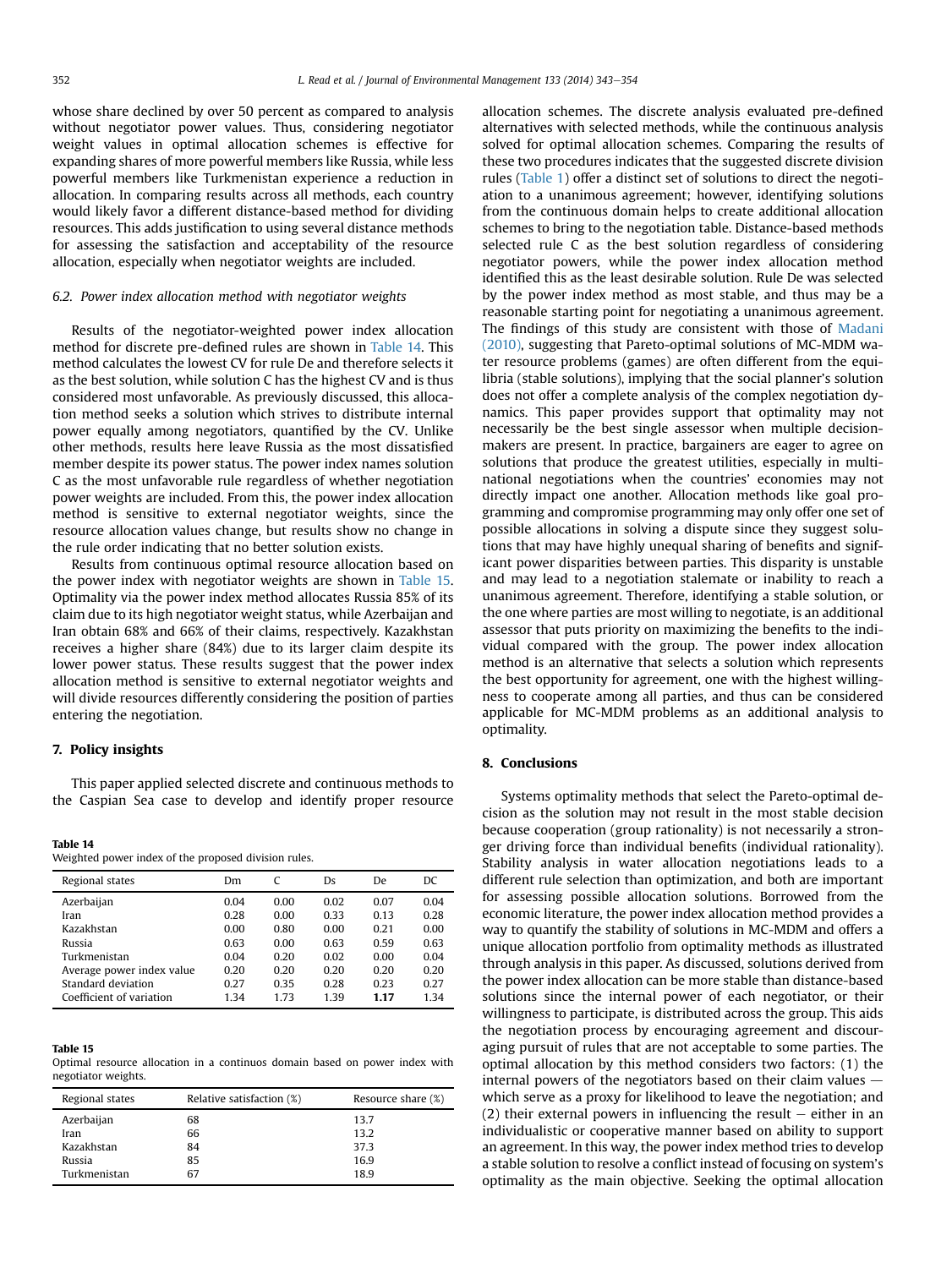whose share declined by over 50 percent as compared to analysis without negotiator power values. Thus, considering negotiator weight values in optimal allocation schemes is effective for expanding shares of more powerful members like Russia, while less powerful members like Turkmenistan experience a reduction in allocation. In comparing results across all methods, each country would likely favor a different distance-based method for dividing resources. This adds justification to using several distance methods for assessing the satisfaction and acceptability of the resource allocation, especially when negotiator weights are included.

### 6.2. Power index allocation method with negotiator weights

Results of the negotiator-weighted power index allocation method for discrete pre-defined rules are shown in Table 14. This method calculates the lowest CV for rule De and therefore selects it as the best solution, while solution C has the highest CV and is thus considered most unfavorable. As previously discussed, this allocation method seeks a solution which strives to distribute internal power equally among negotiators, quantified by the CV. Unlike other methods, results here leave Russia as the most dissatisfied member despite its power status. The power index names solution C as the most unfavorable rule regardless of whether negotiation power weights are included. From this, the power index allocation method is sensitive to external negotiator weights, since the resource allocation values change, but results show no change in the rule order indicating that no better solution exists.

Results from continuous optimal resource allocation based on the power index with negotiator weights are shown in Table 15. Optimality via the power index method allocates Russia 85% of its claim due to its high negotiator weight status, while Azerbaijan and Iran obtain 68% and 66% of their claims, respectively. Kazakhstan receives a higher share (84%) due to its larger claim despite its lower power status. These results suggest that the power index allocation method is sensitive to external negotiator weights and will divide resources differently considering the position of parties entering the negotiation.

## 7. Policy insights

This paper applied selected discrete and continuous methods to the Caspian Sea case to develop and identify proper resource allocation schemes. The discrete analysis evaluated pre-defined alternatives with selected methods, while the continuous analysis solved for optimal allocation schemes. Comparing the results of these two procedures indicates that the suggested discrete division rules (Table 1) offer a distinct set of solutions to direct the negotiation to a unanimous agreement; however, identifying solutions from the continuous domain helps to create additional allocation schemes to bring to the negotiation table. Distance-based methods selected rule C as the best solution regardless of considering negotiator powers, while the power index allocation method identified this as the least desirable solution. Rule De was selected by the power index method as most stable, and thus may be a reasonable starting point for negotiating a unanimous agreement. The findings of this study are consistent with those of Madani (2010), suggesting that Pareto-optimal solutions of MC-MDM water resource problems (games) are often different from the equilibria (stable solutions), implying that the social planner's solution does not offer a complete analysis of the complex negotiation dynamics. This paper provides support that optimality may not necessarily be the best single assessor when multiple decision-makers are present. In practice, bargainers are eager to agree on solutions that produce the greatest utilities, especially in multinational negotiations when the countries' economies may not directly impact one another. Allocation methods like goal programming and compromise programming may only offer one set of possible allocations in solving a dispute since they suggest solutions that may have highly unequal sharing of benefits and significant power disparities between parties. This disparity is unstable and may lead to a negotiation stalemate or inability to reach a unanimous agreement. Therefore, identifying a stable solution, or the one where parties are most willing to negotiate, is an additional assessor that puts priority on maximizing the benefits to the individual compared with the group. The power index allocation method is an alternative that selects a solution which represents the best opportunity for agreement, one with the highest willingness to cooperate among all parties, and thus can be considered applicable for MC-MDM problems as an additional analysis to optimality.

## 8. Conclusions

Systems optimality methods that select the Pareto-optimal decision as the solution may not result in the most stable decision because cooperation (group rationality) is not necessarily a stronger driving force than individual benefits (individual rationality). Stability analysis in water allocation negotiations leads to a different rule selection than optimization, and both are important for assessing possible allocation solutions. Borrowed from the economic literature, the power index allocation method provides a way to quantify the stability of solutions in MC-MDM and offers a unique allocation portfolio from optimality methods as illustrated through analysis in this paper. As discussed, solutions derived from the power index allocation can be more stable than distance-based solutions since the internal power of each negotiator, or their willingness to participate, is distributed across the group. This aids the negotiation process by encouraging agreement and discouraging pursuit of rules that are not acceptable to some parties. The optimal allocation by this method considers two factors: (1) the internal powers of the negotiators based on their claim values — which serve as a proxy for likelihood to leave the negotiation; and (2) their external powers in influencing the result — either in an individualistic or cooperative manner based on ability to support an agreement. In this way, the power index method tries to develop a stable solution to resolve a conflict instead of focusing on system's optimality as the main objective. Seeking the optimal allocation

**Table 14**
Weighted power index of the proposed division rules.

| Regional states | Dm | C | Ds | De | DC |
|---|---|---|---|---|---|
| Azerbaijan | 0.04 | 0.00 | 0.02 | 0.07 | 0.04 |
| Iran | 0.28 | 0.00 | 0.33 | 0.13 | 0.28 |
| Kazakhstan | 0.00 | 0.80 | 0.00 | 0.21 | 0.00 |
| Russia | 0.63 | 0.00 | 0.63 | 0.59 | 0.63 |
| Turkmenistan | 0.04 | 0.20 | 0.02 | 0.00 | 0.04 |
| Average power index value | 0.20 | 0.20 | 0.20 | 0.20 | 0.20 |
| Standard deviation | 0.27 | 0.35 | 0.28 | 0.23 | 0.27 |
| Coefficient of variation | 1.34 | 1.73 | 1.39 | **1.17** | 1.34 |

**Table 15**
Optimal resource allocation in a continuos domain based on power index with negotiator weights.

| Regional states | Relative satisfaction (%) | Resource share (%) |
|---|---|---|
| Azerbaijan | 68 | 13.7 |
| Iran | 66 | 13.2 |
| Kazakhstan | 84 | 37.3 |
| Russia | 85 | 16.9 |
| Turkmenistan | 67 | 18.9 |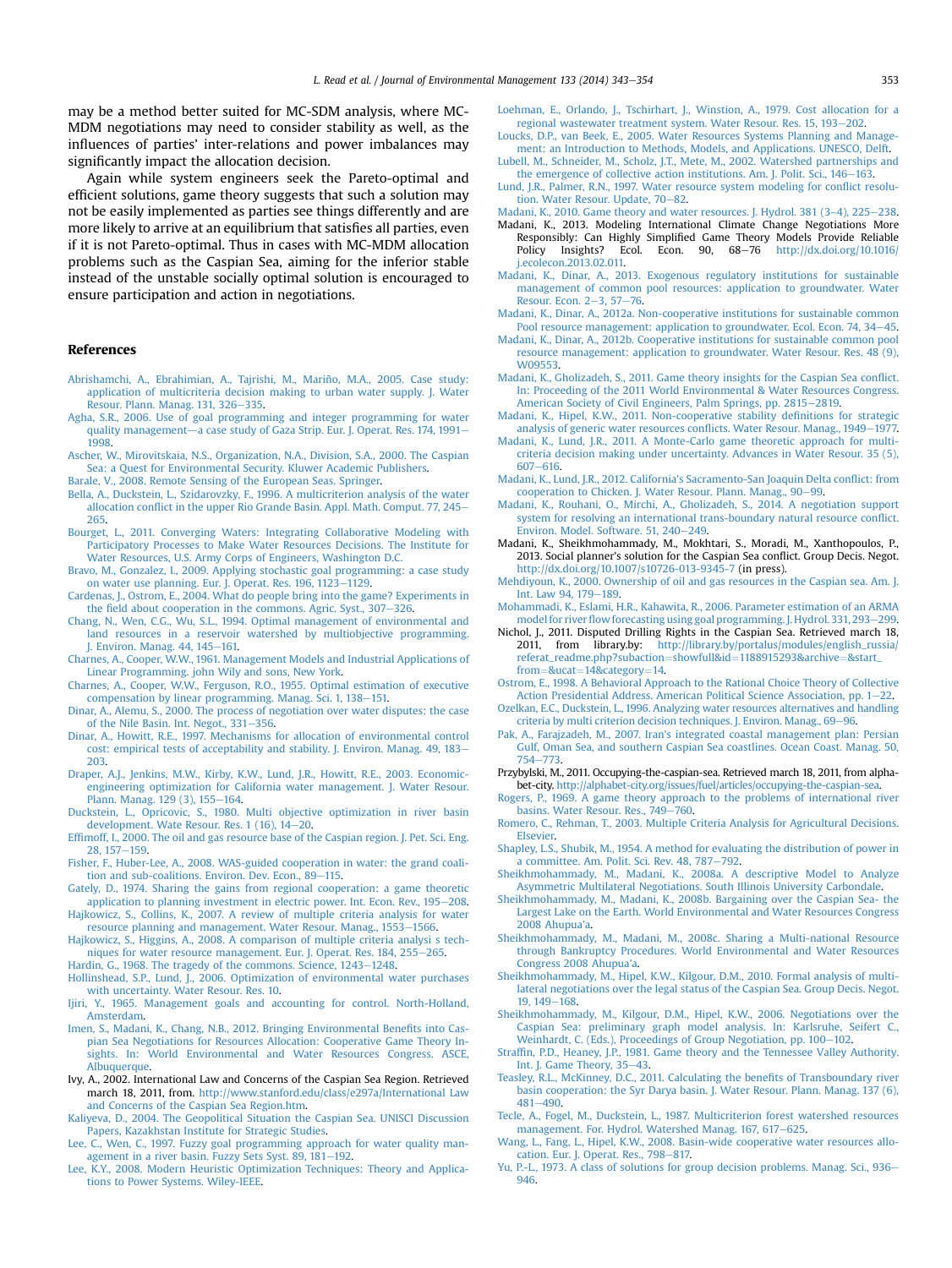may be a method better suited for MC-SDM analysis, where MC-MDM negotiations may need to consider stability as well, as the influences of parties' inter-relations and power imbalances may significantly impact the allocation decision.

Again while system engineers seek the Pareto-optimal and efficient solutions, game theory suggests that such a solution may not be easily implemented as parties see things differently and are more likely to arrive at an equilibrium that satisfies all parties, even if it is not Pareto-optimal. Thus in cases with MC-MDM allocation problems such as the Caspian Sea, aiming for the inferior stable instead of the unstable socially optimal solution is encouraged to ensure participation and action in negotiations.

## References

Abrishamchi, A., Ebrahimian, A., Tajrishi, M., Mariño, M.A., 2005. Case study: application of multicriteria decision making to urban water supply. J. Water Resour. Plann. Manag. 131, 326–335.

Agha, S.R., 2006. Use of goal programming and integer programming for water quality management—a case study of Gaza Strip. Eur. J. Operat. Res. 174, 1991–1998.

Ascher, W., Mirovitskaia, N.S., Organization, N.A., Division, S.A., 2000. The Caspian Sea: a Quest for Environmental Security. Kluwer Academic Publishers.

Barale, V., 2008. Remote Sensing of the European Seas. Springer.

Bella, A., Duckstein, L., Szidarovzky, F., 1996. A multicriterion analysis of the water allocation conflict in the upper Rio Grande Basin. Appl. Math. Comput. 77, 245–265.

Bourget, L., 2011. Converging Waters: Integrating Collaborative Modeling with Participatory Processes to Make Water Resources Decisions. The Institute for Water Resources, U.S. Army Corps of Engineers, Washington D.C.

Bravo, M., Gonzalez, I., 2009. Applying stochastic goal programming: a case study on water use planning. Eur. J. Operat. Res. 196, 1123–1129.

Cardenas, J., Ostrom, E., 2004. What do people bring into the game? Experiments in the field about cooperation in the commons. Agric. Syst., 307–326.

Chang, N., Wen, C.G., Wu, S.L., 1994. Optimal management of environmental and land resources in a reservoir watershed by multiobjective programming. J. Environ. Manag. 44, 145–161.

Charnes, A., Cooper, W.W., 1961. Management Models and Industrial Applications of Linear Programming. john Wily and sons, New York.

Charnes, A., Cooper, W.W., Ferguson, R.O., 1955. Optimal estimation of executive compensation by linear programming. Manag. Sci. 1, 138–151.

Dinar, A., Alemu, S., 2000. The process of negotiation over water disputes: the case of the Nile Basin. Int. Negot., 331–356.

Dinar, A., Howitt, R.E., 1997. Mechanisms for allocation of environmental control cost: empirical tests of acceptability and stability. J. Environ. Manag. 49, 183–203.

Draper, A.J., Jenkins, M.W., Kirby, K.W., Lund, J.R., Howitt, R.E., 2003. Economic-engineering optimization for California water management. J. Water Resour. Plann. Manag. 129 (3), 155–164.

Duckstein, L., Opricovic, S., 1980. Multi objective optimization in river basin development. Wate Resour. Res. 1 (16), 14–20.

Effimoff, I., 2000. The oil and gas resource base of the Caspian region. J. Pet. Sci. Eng. 28, 157–159.

Fisher, F., Huber-Lee, A., 2008. WAS-guided cooperation in water: the grand coalition and sub-coalitions. Environ. Dev. Econ., 89–115.

Gately, D., 1974. Sharing the gains from regional cooperation: a game theoretic application to planning investment in electric power. Int. Econ. Rev., 195–208.

Hajkowicz, S., Collins, K., 2007. A review of multiple criteria analysis for water resource planning and management. Water Resour. Manag., 1553–1566.

Hajkowicz, S., Higgins, A., 2008. A comparison of multiple criteria analysi s techniques for water resource management. Eur. J. Operat. Res. 184, 255–265.

Hardin, G., 1968. The tragedy of the commons. Science, 1243–1248.

Hollinshead, S.P., Lund, J., 2006. Optimization of environmental water purchases with uncertainty. Water Resour. Res. 10.

Ijiri, Y., 1965. Management goals and accounting for control. North-Holland, Amsterdam.

Imen, S., Madani, K., Chang, N.B., 2012. Bringing Environmental Benefits into Caspian Sea Negotiations for Resources Allocation: Cooperative Game Theory Insights. In: World Environmental and Water Resources Congress. ASCE, Albuquerque.

Ivy, A., 2002. International Law and Concerns of the Caspian Sea Region. Retrieved march 18, 2011, from. http://www.stanford.edu/class/e297a/International Law and Concerns of the Caspian Sea Region.htm.

Kaliyeva, D., 2004. The Geopolitical Situation the Caspian Sea. UNISCI Discussion Papers, Kazakhstan Institute for Strategic Studies.

Lee, C., Wen, C., 1997. Fuzzy goal programming approach for water quality management in a river basin. Fuzzy Sets Syst. 89, 181–192.

Lee, K.Y., 2008. Modern Heuristic Optimization Techniques: Theory and Applications to Power Systems. Wiley-IEEE.

Loehman, E., Orlando, J., Tschirhart, J., Winstion, A., 1979. Cost allocation for a regional wastewater treatment system. Water Resour. Res. 15, 193–202.

Loucks, D.P., van Beek, E., 2005. Water Resources Systems Planning and Management: an Introduction to Methods, Models, and Applications. UNESCO, Delft.

Lubell, M., Schneider, M., Scholz, J.T., Mete, M., 2002. Watershed partnerships and the emergence of collective action institutions. Am. J. Polit. Sci., 146–163.

Lund, J.R., Palmer, R.N., 1997. Water resource system modeling for conflict resolution. Water Resour. Update, 70–82.

Madani, K., 2010. Game theory and water resources. J. Hydrol. 381 (3–4), 225–238.

Madani, K., 2013. Modeling International Climate Change Negotiations More Responsibly: Can Highly Simplified Game Theory Models Provide Reliable Policy Insights? Ecol. Econ. 90, 68–76 http://dx.doi.org/10.1016/j.ecolecon.2013.02.011.

Madani, K., Dinar, A., 2013. Exogenous regulatory institutions for sustainable management of common pool resources: application to groundwater. Water Resour. Econ. 2–3, 57–76.

Madani, K., Dinar, A., 2012a. Non-cooperative institutions for sustainable common Pool resource management: application to groundwater. Ecol. Econ. 74, 34–45.

Madani, K., Dinar, A., 2012b. Cooperative institutions for sustainable common pool resource management: application to groundwater. Water Resour. Res. 48 (9), W09553.

Madani, K., Gholizadeh, S., 2011. Game theory insights for the Caspian Sea conflict. In: Proceeding of the 2011 World Environmental & Water Resources Congress. American Society of Civil Engineers, Palm Springs, pp. 2815–2819.

Madani, K., Hipel, K.W., 2011. Non-cooperative stability definitions for strategic analysis of generic water resources conflicts. Water Resour. Manag., 1949–1977.

Madani, K., Lund, J.R., 2011. A Monte-Carlo game theoretic approach for multi-criteria decision making under uncertainty. Advances in Water Resour. 35 (5), 607–616.

Madani, K., Lund, J.R., 2012. California's Sacramento-San Joaquin Delta conflict: from cooperation to Chicken. J. Water Resour. Plann. Manag., 90–99.

Madani, K., Rouhani, O., Mirchi, A., Gholizadeh, S., 2014. A negotiation support system for resolving an international trans-boundary natural resource conflict. Environ. Model. Software. 51, 240–249.

Madani, K., Sheikhmohammady, M., Mokhtari, S., Moradi, M., Xanthopoulos, P., 2013. Social planner's solution for the Caspian Sea conflict. Group Decis. Negot. http://dx.doi.org/10.1007/s10726-013-9345-7 (in press).

Mehdiyoun, K., 2000. Ownership of oil and gas resources in the Caspian sea. Am. J. Int. Law 94, 179–189.

Mohammadi, K., Eslami, H.R., Kahawita, R., 2006. Parameter estimation of an ARMA model for river flow forecasting using goal programming. J. Hydrol. 331, 293–299.

Nichol, J., 2011. Disputed Drilling Rights in the Caspian Sea. Retrieved march 18, 2011, from library.by: http://library.by/portalus/modules/english_russia/referat_readme.php?subaction=showfull&id=1188915293&archive=&start_from=&ucat=14&category=14.

Ostrom, E., 1998. A Behavioral Approach to the Rational Choice Theory of Collective Action Presidential Address. American Political Science Association, pp. 1–22.

Ozelkan, E.C., Duckstein, L., 1996. Analyzing water resources alternatives and handling criteria by multi criterion decision techniques. J. Environ. Manag., 69–96.

Pak, A., Farajzadeh, M., 2007. Iran's integrated coastal management plan: Persian Gulf, Oman Sea, and southern Caspian Sea coastlines. Ocean Coast. Manag. 50, 754–773.

Przybylski, M., 2011. Occupying-the-caspian-sea. Retrieved march 18, 2011, from alpha-bet-city. http://alphabet-city.org/issues/fuel/articles/occupying-the-caspian-sea.

Rogers, P., 1969. A game theory approach to the problems of international river basins. Water Resour. Res., 749–760.

Romero, C., Rehman, T., 2003. Multiple Criteria Analysis for Agricultural Decisions. Elsevier.

Shapley, L.S., Shubik, M., 1954. A method for evaluating the distribution of power in a committee. Am. Polit. Sci. Rev. 48, 787–792.

Sheikhmohammady, M., Madani, K., 2008a. A descriptive Model to Analyze Asymmetric Multilateral Negotiations. South Illinois University Carbondale.

Sheikhmohammady, M., Madani, K., 2008b. Bargaining over the Caspian Sea- the Largest Lake on the Earth. World Environmental and Water Resources Congress 2008 Ahupua'a.

Sheikhmohammady, M., Madani, M., 2008c. Sharing a Multi-national Resource through Bankruptcy Procedures. World Environmental and Water Resources Congress 2008 Ahupua'a.

Sheikhmohammady, M., Hipel, K.W., Kilgour, D.M., 2010. Formal analysis of multilateral negotiations over the legal status of the Caspian Sea. Group Decis. Negot. 19, 149–168.

Sheikhmohammady, M., Kilgour, D.M., Hipel, K.W., 2006. Negotiations over the Caspian Sea: preliminary graph model analysis. In: Karlsruhe, Seifert C., Weinhardt, C. (Eds.), Proceedings of Group Negotiation, pp. 100–102.

Straffin, P.D., Heaney, J.P., 1981. Game theory and the Tennessee Valley Authority. Int. J. Game Theory, 35–43.

Teasley, R.L., McKinney, D.C., 2011. Calculating the benefits of Transboundary river basin cooperation: the Syr Darya basin. J. Water Resour. Plann. Manag. 137 (6), 481–490.

Tecle, A., Fogel, M., Duckstein, L., 1987. Multicriterion forest watershed resources management. For. Hydrol. Watershed Manag. 167, 617–625.

Wang, L., Fang, L., Hipel, K.W., 2008. Basin-wide cooperative water resources allocation. Eur. J. Operat. Res., 798–817.

Yu, P.-L., 1973. A class of solutions for group decision problems. Manag. Sci., 936–946.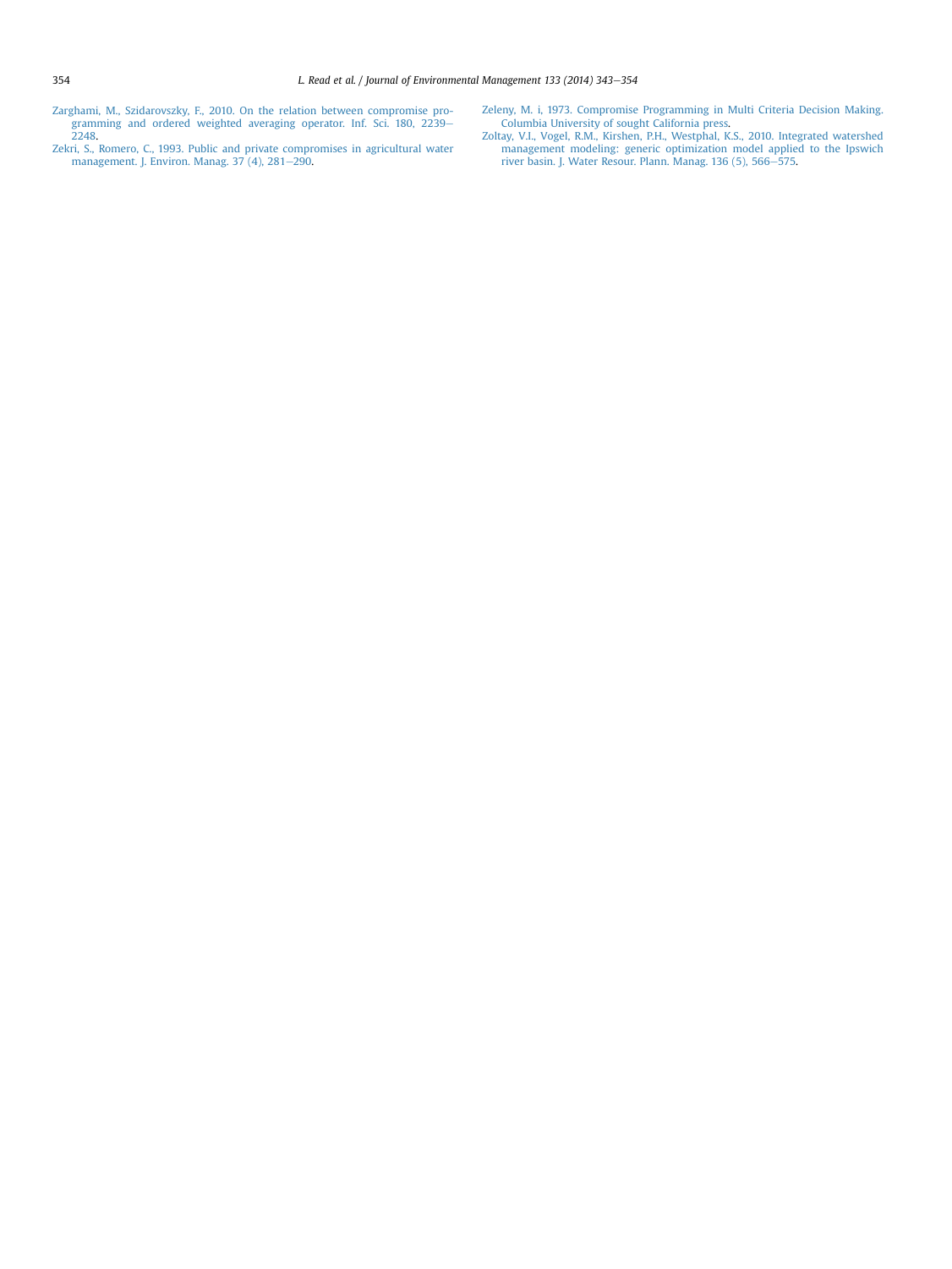Zarghami, M., Szidarovszky, F., 2010. On the relation between compromise programming and ordered weighted averaging operator. Inf. Sci. 180, 2239–2248.

Zekri, S., Romero, C., 1993. Public and private compromises in agricultural water management. J. Environ. Manag. 37 (4), 281–290.

Zeleny, M. i, 1973. Compromise Programming in Multi Criteria Decision Making. Columbia University of sought California press.

Zoltay, V.I., Vogel, R.M., Kirshen, P.H., Westphal, K.S., 2010. Integrated watershed management modeling: generic optimization model applied to the Ipswich river basin. J. Water Resour. Plann. Manag. 136 (5), 566–575.